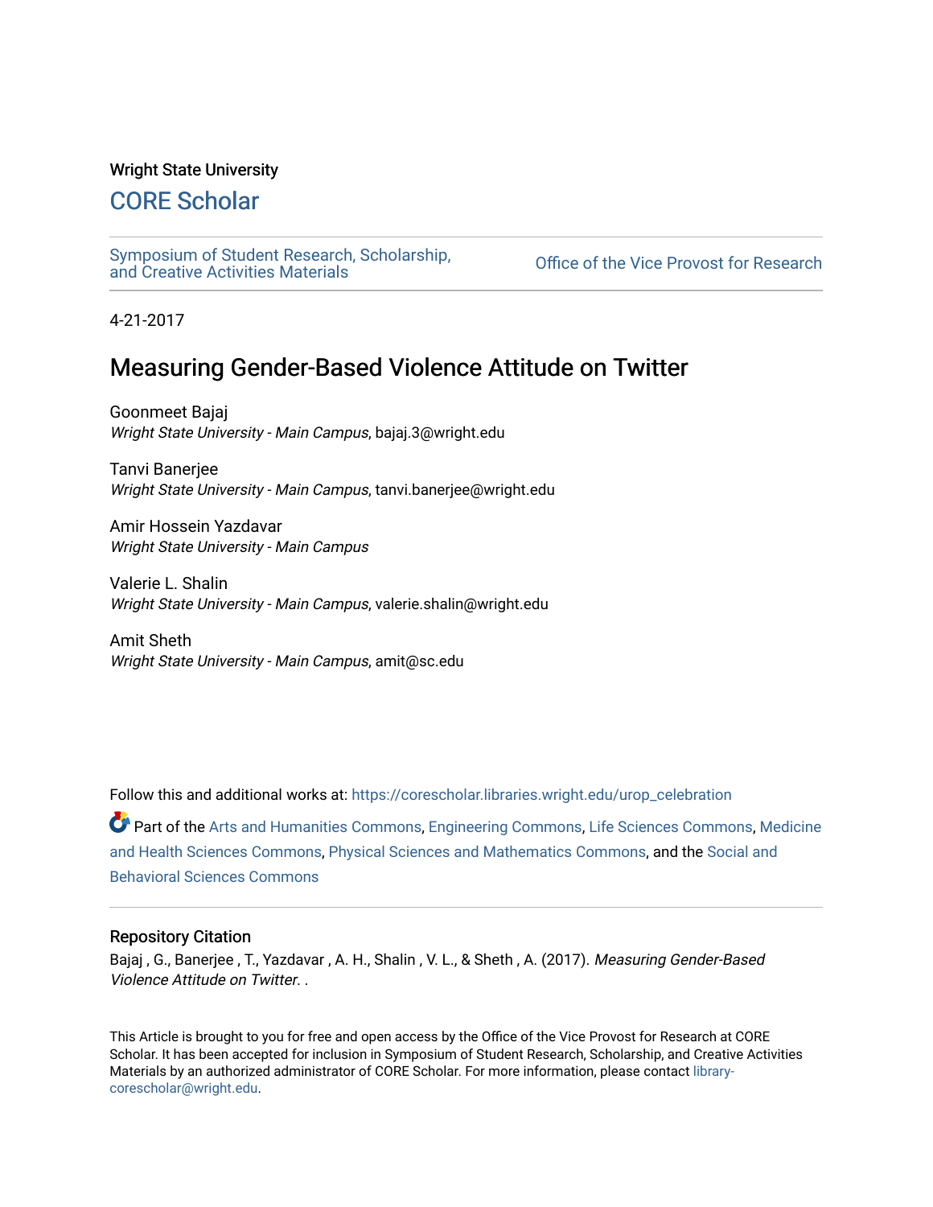Wright State University

# CORE Scholar

Symposium of Student Research, Scholarship, and Creative Activities Materials

Office of the Vice Provost for Research

4-21-2017

## Measuring Gender-Based Violence Attitude on Twitter

Goonmeet Bajaj
*Wright State University - Main Campus*, bajaj.3@wright.edu

Tanvi Banerjee
*Wright State University - Main Campus*, tanvi.banerjee@wright.edu

Amir Hossein Yazdavar
*Wright State University - Main Campus*

Valerie L. Shalin
*Wright State University - Main Campus*, valerie.shalin@wright.edu

Amit Sheth
*Wright State University - Main Campus*, amit@sc.edu

Follow this and additional works at: https://corescholar.libraries.wright.edu/urop_celebration

Part of the Arts and Humanities Commons, Engineering Commons, Life Sciences Commons, Medicine and Health Sciences Commons, Physical Sciences and Mathematics Commons, and the Social and Behavioral Sciences Commons

### Repository Citation

Bajaj , G., Banerjee , T., Yazdavar , A. H., Shalin , V. L., & Sheth , A. (2017). *Measuring Gender-Based Violence Attitude on Twitter.* .

This Article is brought to you for free and open access by the Office of the Vice Provost for Research at CORE Scholar. It has been accepted for inclusion in Symposium of Student Research, Scholarship, and Creative Activities Materials by an authorized administrator of CORE Scholar. For more information, please contact library-corescholar@wright.edu.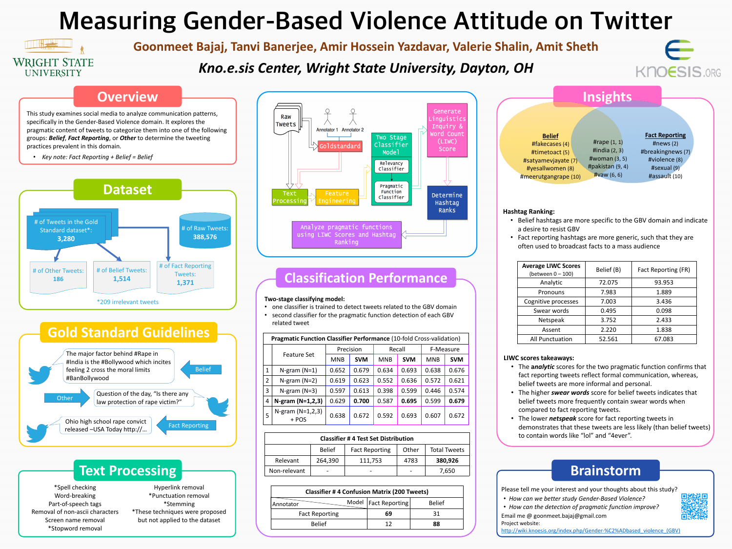# Measuring Gender-Based Violence Attitude on Twitter

**Goonmeet Bajaj, Tanvi Banerjee, Amir Hossein Yazdavar, Valerie Shalin, Amit Sheth**

***Kno.e.sis Center, Wright State University, Dayton, OH***

## Overview

This study examines social media to analyze communication patterns, specifically in the Gender-Based Violence domain. It explores the pragmatic content of tweets to categorize them into one of the following groups: ***Belief***, ***Fact Reporting***, or ***Other*** to determine the tweeting practices prevalent in this domain.

- *Key note: Fact Reporting + Belief = Belief*

## Dataset

\# of Tweets in the Gold Standard dataset*: **3,280**

\# of Raw Tweets: **388,576**

\# of Other Tweets: **186**

\# of Belief Tweets: **1,514**

\# of Fact Reporting Tweets: **1,371**

*209 irrelevant tweets

## Gold Standard Guidelines

The major factor behind #Rape in #India is the #Bollywood which incites feeling 2 cross the moral limits #BanBollywood — Belief

Question of the day, "Is there any law protection of rape victim?" — Other

Ohio high school rape convict released –USA Today http://... — Fact Reporting

## Text Processing

*Spell checking
Word-breaking
Part-of-speech tags
Removal of non-ascii characters
Screen name removal
*Stopword removal
Hyperlink removal
*Punctuation removal
*Stemming
*These techniques were proposed but not applied to the dataset

Raw Tweets
Annotator 1
Annotator 2
Goldstandard
Text Processing
Feature Engineering
Two Stage Classifier Model
Relevancy Classifier
Pragmatic Function Classifier
Generate Linguistics Inquiry & Word Count (LIWC) Score
Determine Hashtag Ranks
Analyze pragmatic functions using LIWC Scores and Hashtag Ranking

## Classification Performance

**Two-stage classifying model:**

- one classifier is trained to detect tweets related to the GBV domain
- second classifier for the pragmatic function detection of each GBV related tweet

**Pragmatic Function Classifier Performance** (10-fold Cross-validation)

| | Feature Set | Precision | | Recall | | F-Measure | |
|---|---|---|---|---|---|---|---|
| | | MNB | **SVM** | MNB | **SVM** | MNB | **SVM** |
| 1 | N-gram (N=1) | 0.652 | 0.679 | 0.634 | 0.693 | 0.638 | 0.676 |
| 2 | N-gram (N=2) | 0.619 | 0.623 | 0.552 | 0.636 | 0.572 | 0.621 |
| 3 | N-gram (N=3) | 0.597 | 0.613 | 0.398 | 0.599 | 0.446 | 0.574 |
| 4 | **N-gram (N=1,2,3)** | 0.629 | **0.700** | 0.587 | **0.695** | 0.599 | **0.679** |
| 5 | N-gram (N=1,2,3) + POS | 0.638 | 0.672 | 0.592 | 0.693 | 0.607 | 0.672 |

**Classifier # 4 Test Set Distribution**

| | Belief | Fact Reporting | Other | Total Tweets |
|---|---|---|---|---|
| Relevant | 264,390 | 111,753 | 4783 | **380,926** |
| Non-relevant | - | - | - | 7,650 |

**Classifier # 4 Confusion Matrix (200 Tweets)**

| Annotator \ Model | Fact Reporting | Belief |
|---|---|---|
| Fact Reporting | **69** | 31 |
| Belief | 12 | **88** |

## Insights

**Belief**
#fakecases (4)
#timetoact (5)
#satyamevjayate (7)
#yesallwomen (8)
#meerutgangrape (10)

#rape (1, 1)
#india (2, 3)
#woman (3, 5)
#pakistan (9, 4)
#vaw (6, 6)

**Fact Reporting**
#news (2)
#breakingnews (7)
#violence (8)
#sexual (9)
#assault (10)

**Hashtag Ranking:**

- Belief hashtags are more specific to the GBV domain and indicate a desire to resist GBV
- Fact reporting hashtags are more generic, such that they are often used to broadcast facts to a mass audience

| **Average LIWC Scores** (between 0 – 100) | Belief (B) | Fact Reporting (FR) |
|---|---|---|
| Analytic | 72.075 | 93.953 |
| Pronouns | 7.983 | 1.889 |
| Cognitive processes | 7.003 | 3.436 |
| Swear words | 0.495 | 0.098 |
| Netspeak | 3.752 | 2.433 |
| Assent | 2.220 | 1.838 |
| All Punctuation | 52.561 | 67.083 |

**LIWC scores takeaways:**

- The ***analytic*** scores for the two pragmatic function confirms that fact reporting tweets reflect formal communication, whereas, belief tweets are more informal and personal.
- The higher ***swear words*** score for belief tweets indicates that belief tweets more frequently contain swear words when compared to fact reporting tweets.
- The lower ***netspeak*** score for fact reporting tweets in demonstrates that these tweets are less likely (than belief tweets) to contain words like "lol" and "4ever".

## Brainstorm

Please tell me your interest and your thoughts about this study?

- *How can we better study Gender-Based Violence?*
- *How can the detection of pragmatic function improve?*

Email me @ goonmeet.bajaj@gmail.com

Project website:
http://wiki.knoesis.org/index.php/Gender-%C2%ADbased_violence_(GBV)